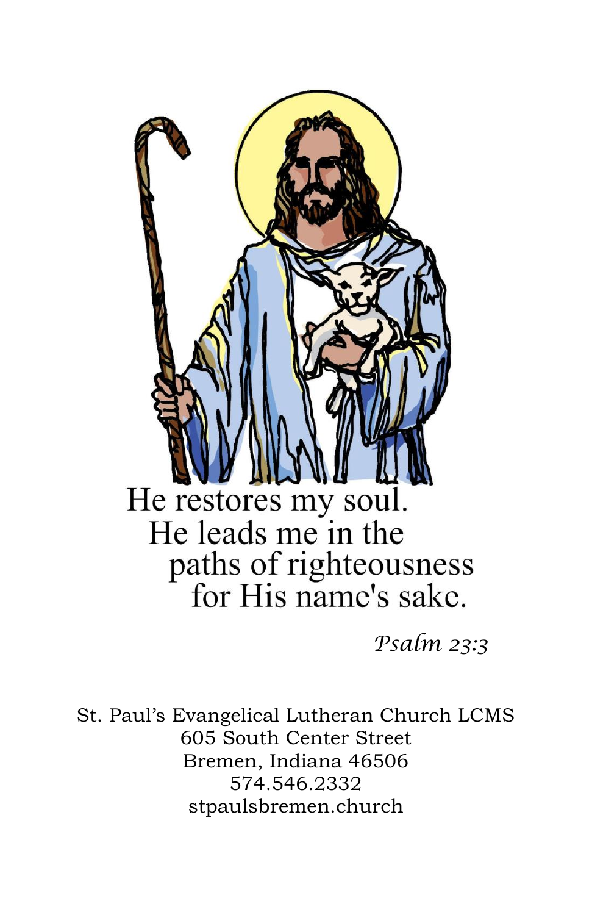He restores my soul.
He leads me in the
paths of righteousness
for His name's sake.

*Psalm 23:3*

St. Paul's Evangelical Lutheran Church LCMS
605 South Center Street
Bremen, Indiana 46506
574.546.2332
stpaulsbremen.church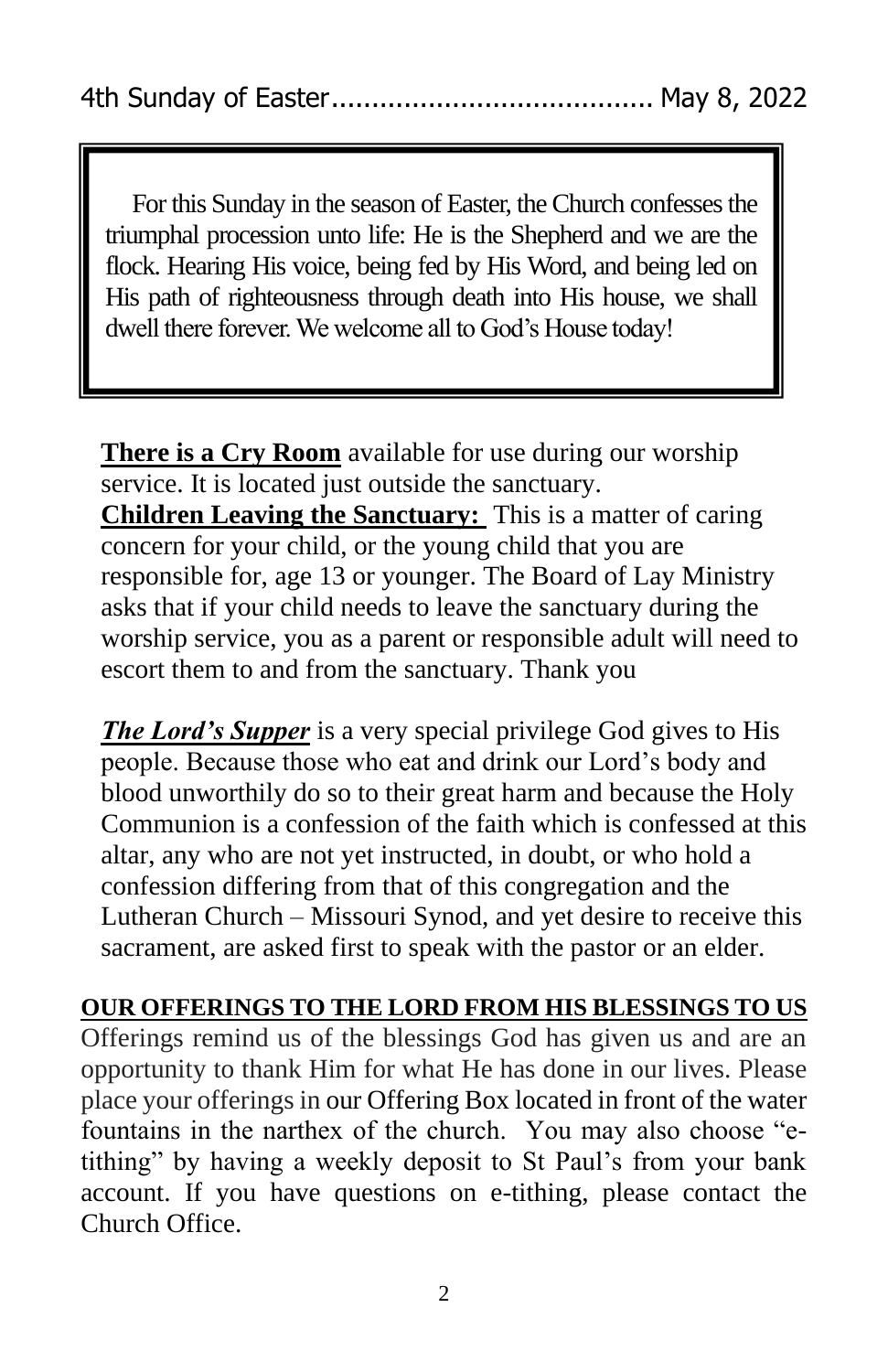4th Sunday of Easter....................................... May 8, 2022

For this Sunday in the season of Easter, the Church confesses the triumphal procession unto life: He is the Shepherd and we are the flock. Hearing His voice, being fed by His Word, and being led on His path of righteousness through death into His house, we shall dwell there forever. We welcome all to God's House today!

**There is a Cry Room** available for use during our worship service. It is located just outside the sanctuary.
**Children Leaving the Sanctuary:** This is a matter of caring concern for your child, or the young child that you are responsible for, age 13 or younger. The Board of Lay Ministry asks that if your child needs to leave the sanctuary during the worship service, you as a parent or responsible adult will need to escort them to and from the sanctuary. Thank you

***The Lord's Supper*** is a very special privilege God gives to His people. Because those who eat and drink our Lord's body and blood unworthily do so to their great harm and because the Holy Communion is a confession of the faith which is confessed at this altar, any who are not yet instructed, in doubt, or who hold a confession differing from that of this congregation and the Lutheran Church – Missouri Synod, and yet desire to receive this sacrament, are asked first to speak with the pastor or an elder.

**OUR OFFERINGS TO THE LORD FROM HIS BLESSINGS TO US**

Offerings remind us of the blessings God has given us and are an opportunity to thank Him for what He has done in our lives. Please place your offerings in our Offering Box located in front of the water fountains in the narthex of the church. You may also choose "e-tithing" by having a weekly deposit to St Paul's from your bank account. If you have questions on e-tithing, please contact the Church Office.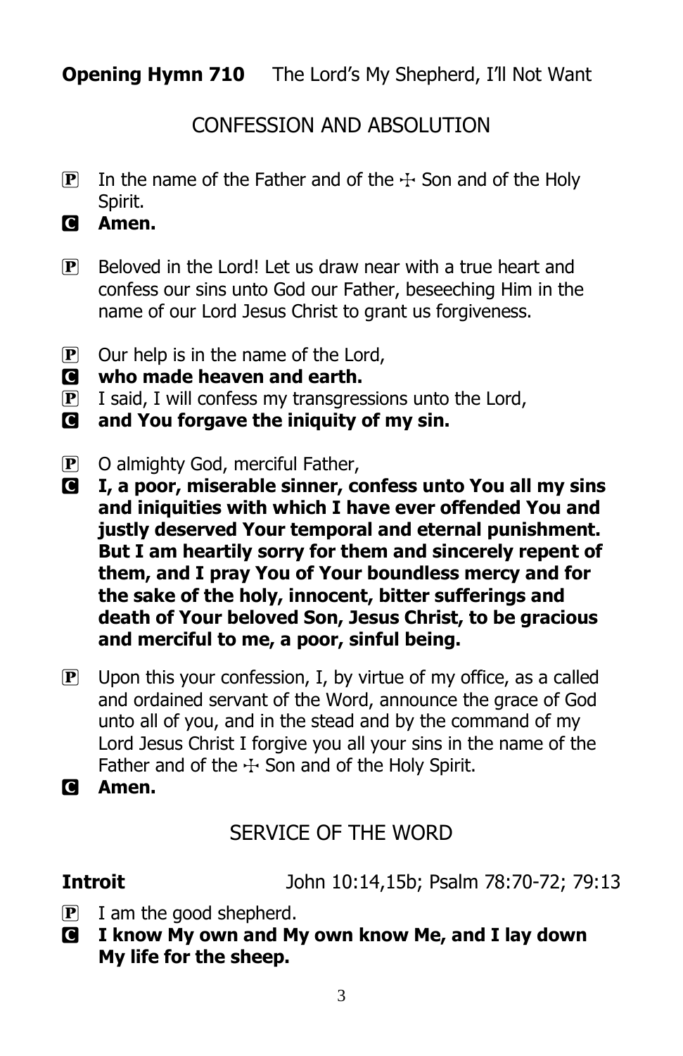**Opening Hymn 710** The Lord's My Shepherd, I'll Not Want

## CONFESSION AND ABSOLUTION

P In the name of the Father and of the ☩ Son and of the Holy Spirit.
C **Amen.**

P Beloved in the Lord! Let us draw near with a true heart and confess our sins unto God our Father, beseeching Him in the name of our Lord Jesus Christ to grant us forgiveness.

P Our help is in the name of the Lord,
C **who made heaven and earth.**
P I said, I will confess my transgressions unto the Lord,
C **and You forgave the iniquity of my sin.**

P O almighty God, merciful Father,
C **I, a poor, miserable sinner, confess unto You all my sins and iniquities with which I have ever offended You and justly deserved Your temporal and eternal punishment. But I am heartily sorry for them and sincerely repent of them, and I pray You of Your boundless mercy and for the sake of the holy, innocent, bitter sufferings and death of Your beloved Son, Jesus Christ, to be gracious and merciful to me, a poor, sinful being.**

P Upon this your confession, I, by virtue of my office, as a called and ordained servant of the Word, announce the grace of God unto all of you, and in the stead and by the command of my Lord Jesus Christ I forgive you all your sins in the name of the Father and of the ☩ Son and of the Holy Spirit.
C **Amen.**

## SERVICE OF THE WORD

**Introit** John 10:14,15b; Psalm 78:70-72; 79:13

P I am the good shepherd.
C **I know My own and My own know Me, and I lay down My life for the sheep.**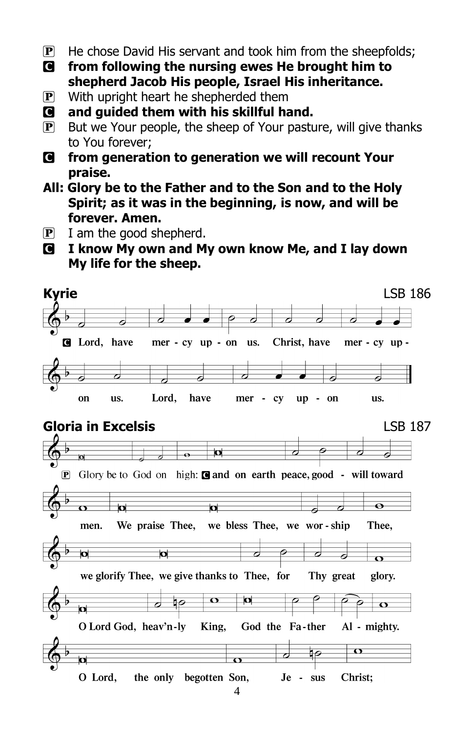P He chose David His servant and took him from the sheepfolds;

**C from following the nursing ewes He brought him to shepherd Jacob His people, Israel His inheritance.**

P With upright heart he shepherded them

**C and guided them with his skillful hand.**

P But we Your people, the sheep of Your pasture, will give thanks to You forever;

**C from generation to generation we will recount Your praise.**

**All: Glory be to the Father and to the Son and to the Holy Spirit; as it was in the beginning, is now, and will be forever. Amen.**

P I am the good shepherd.

**C I know My own and My own know Me, and I lay down My life for the sheep.**

## Kyrie

LSB 186

**C Lord, have mercy upon us. Christ, have mercy upon us. Lord, have mercy upon us.**

## Gloria in Excelsis

LSB 187

P Glory be to God on high: **C and on earth peace, good will toward men. We praise Thee, we bless Thee, we worship Thee, we glorify Thee, we give thanks to Thee, for Thy great glory. O Lord God, heav'nly King, God the Father Almighty. O Lord, the only begotten Son, Jesus Christ;**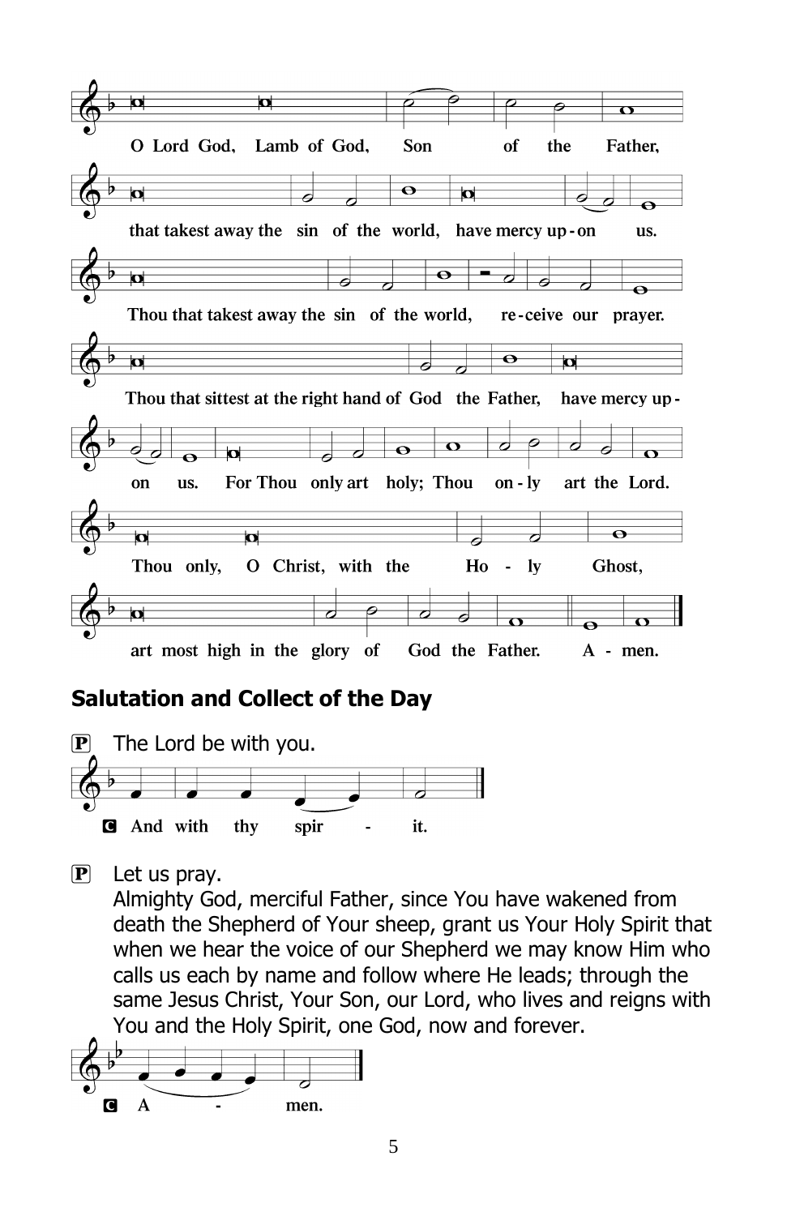O Lord God, Lamb of God, Son of the Father,

that takest away the sin of the world, have mercy up-on us.

Thou that takest away the sin of the world, re-ceive our prayer.

Thou that sittest at the right hand of God the Father, have mercy up-on us.

For Thou only art holy; Thou on-ly art the Lord.

Thou only, O Christ, with the Ho-ly Ghost,

art most high in the glory of God the Father. A-men.

## Salutation and Collect of the Day

P The Lord be with you.

C And with thy spir-it.

P Let us pray.

Almighty God, merciful Father, since You have wakened from death the Shepherd of Your sheep, grant us Your Holy Spirit that when we hear the voice of our Shepherd we may know Him who calls us each by name and follow where He leads; through the same Jesus Christ, Your Son, our Lord, who lives and reigns with You and the Holy Spirit, one God, now and forever.

C A-men.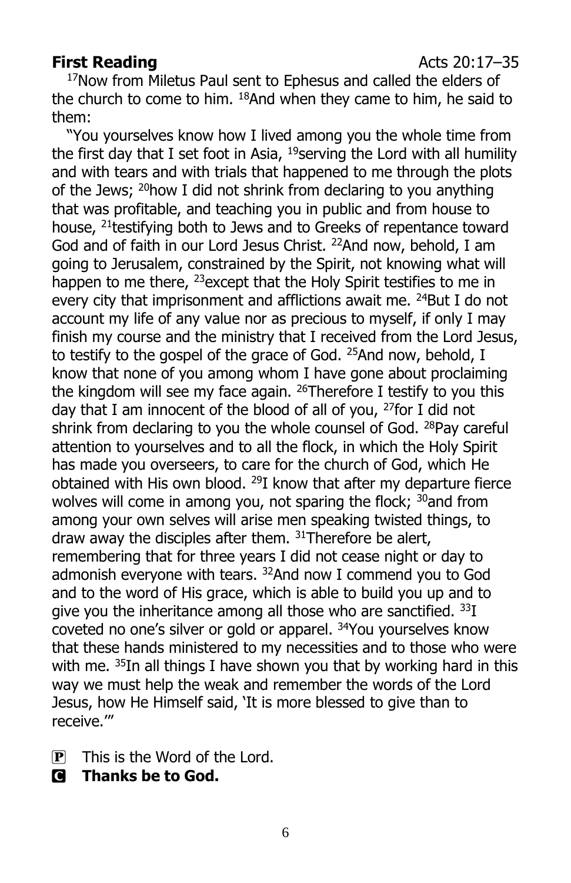**First Reading** Acts 20:17–35

[17]Now from Miletus Paul sent to Ephesus and called the elders of the church to come to him. [18]And when they came to him, he said to them:

"You yourselves know how I lived among you the whole time from the first day that I set foot in Asia, [19]serving the Lord with all humility and with tears and with trials that happened to me through the plots of the Jews; [20]how I did not shrink from declaring to you anything that was profitable, and teaching you in public and from house to house, [21]testifying both to Jews and to Greeks of repentance toward God and of faith in our Lord Jesus Christ. [22]And now, behold, I am going to Jerusalem, constrained by the Spirit, not knowing what will happen to me there, [23]except that the Holy Spirit testifies to me in every city that imprisonment and afflictions await me. [24]But I do not account my life of any value nor as precious to myself, if only I may finish my course and the ministry that I received from the Lord Jesus, to testify to the gospel of the grace of God. [25]And now, behold, I know that none of you among whom I have gone about proclaiming the kingdom will see my face again. [26]Therefore I testify to you this day that I am innocent of the blood of all of you, [27]for I did not shrink from declaring to you the whole counsel of God. [28]Pay careful attention to yourselves and to all the flock, in which the Holy Spirit has made you overseers, to care for the church of God, which He obtained with His own blood. [29]I know that after my departure fierce wolves will come in among you, not sparing the flock; [30]and from among your own selves will arise men speaking twisted things, to draw away the disciples after them. [31]Therefore be alert, remembering that for three years I did not cease night or day to admonish everyone with tears. [32]And now I commend you to God and to the word of His grace, which is able to build you up and to give you the inheritance among all those who are sanctified. [33]I coveted no one's silver or gold or apparel. [34]You yourselves know that these hands ministered to my necessities and to those who were with me. [35]In all things I have shown you that by working hard in this way we must help the weak and remember the words of the Lord Jesus, how He Himself said, 'It is more blessed to give than to receive.'"

P This is the Word of the Lord.

C **Thanks be to God.**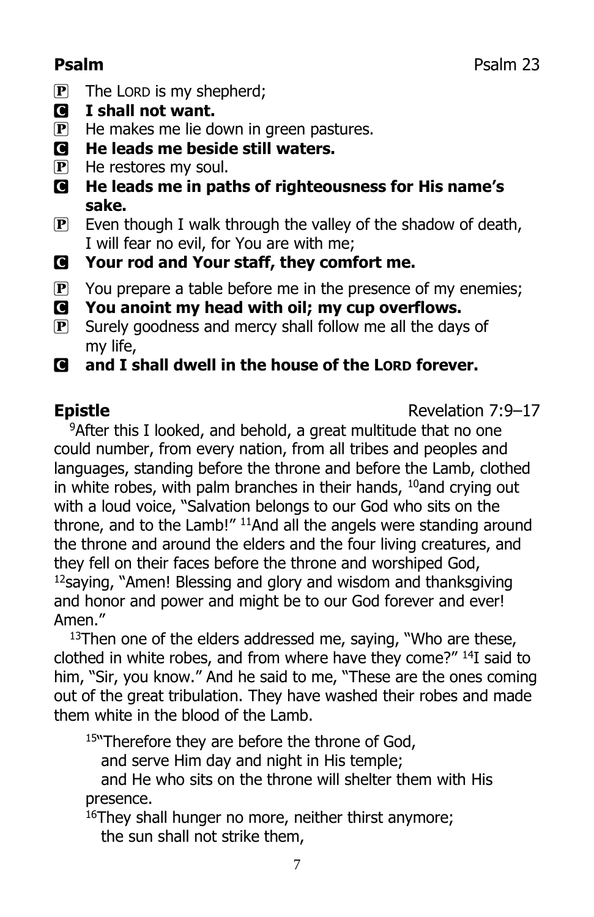**Psalm** Psalm 23

P The LORD is my shepherd;

C **I shall not want.**

P He makes me lie down in green pastures.

C **He leads me beside still waters.**

P He restores my soul.

C **He leads me in paths of righteousness for His name's sake.**

P Even though I walk through the valley of the shadow of death, I will fear no evil, for You are with me;

C **Your rod and Your staff, they comfort me.**

P You prepare a table before me in the presence of my enemies;

C **You anoint my head with oil; my cup overflows.**

P Surely goodness and mercy shall follow me all the days of my life,

C **and I shall dwell in the house of the LORD forever.**

**Epistle** Revelation 7:9–17

[9]After this I looked, and behold, a great multitude that no one could number, from every nation, from all tribes and peoples and languages, standing before the throne and before the Lamb, clothed in white robes, with palm branches in their hands, [10]and crying out with a loud voice, "Salvation belongs to our God who sits on the throne, and to the Lamb!" [11]And all the angels were standing around the throne and around the elders and the four living creatures, and they fell on their faces before the throne and worshiped God, [12]saying, "Amen! Blessing and glory and wisdom and thanksgiving and honor and power and might be to our God forever and ever! Amen."

[13]Then one of the elders addressed me, saying, "Who are these, clothed in white robes, and from where have they come?" [14]I said to him, "Sir, you know." And he said to me, "These are the ones coming out of the great tribulation. They have washed their robes and made them white in the blood of the Lamb.

[15]"Therefore they are before the throne of God,
and serve Him day and night in His temple;
and He who sits on the throne will shelter them with His presence.

[16]They shall hunger no more, neither thirst anymore;
the sun shall not strike them,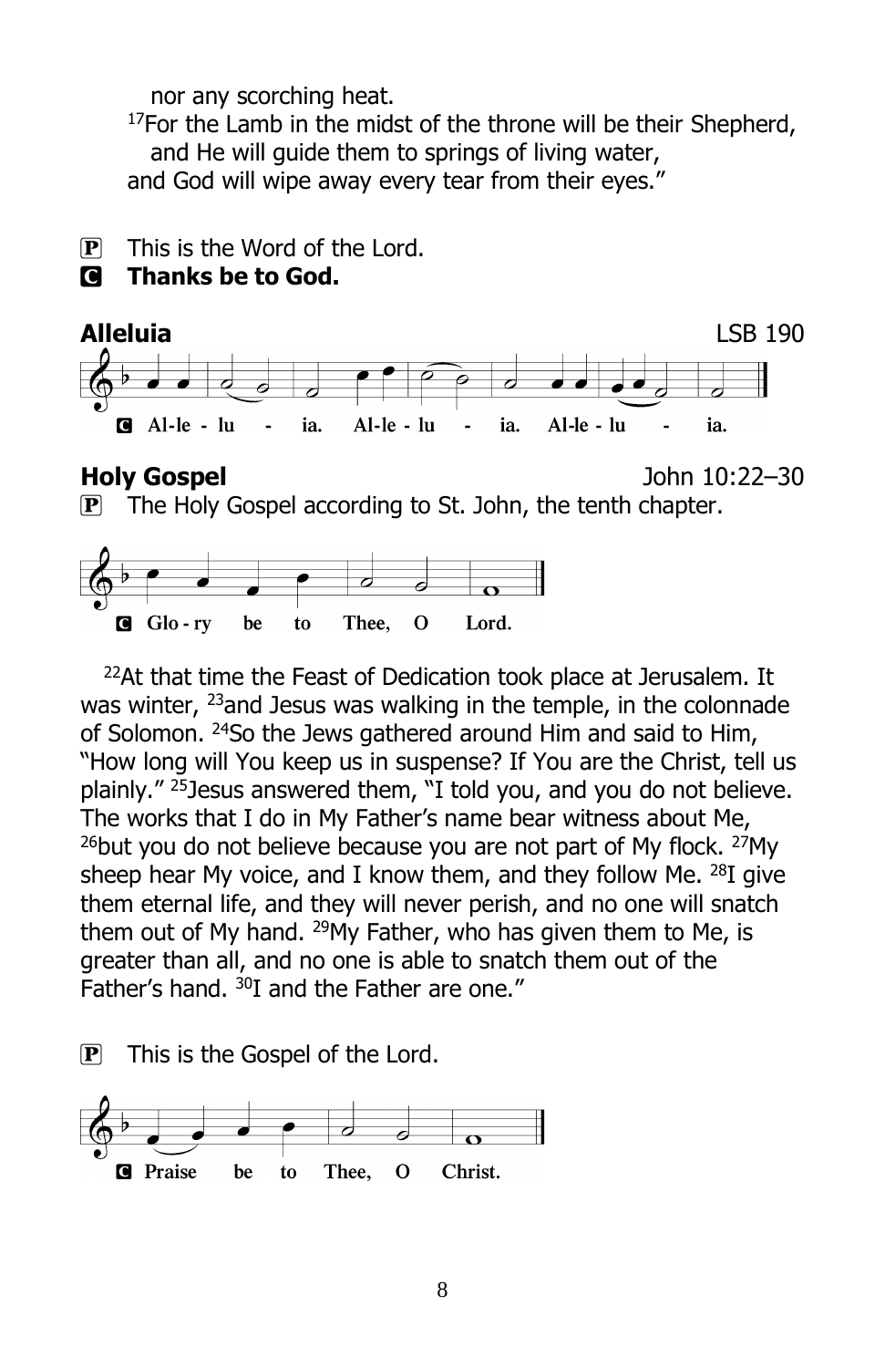nor any scorching heat.

[17]For the Lamb in the midst of the throne will be their Shepherd,
and He will guide them to springs of living water,
and God will wipe away every tear from their eyes."

P This is the Word of the Lord.

C **Thanks be to God.**

**Alleluia** LSB 190

C Al-le - lu - ia. Al-le - lu - ia. Al-le - lu - ia.

**Holy Gospel** John 10:22–30

P The Holy Gospel according to St. John, the tenth chapter.

C Glo - ry be to Thee, O Lord.

[22]At that time the Feast of Dedication took place at Jerusalem. It was winter, [23]and Jesus was walking in the temple, in the colonnade of Solomon. [24]So the Jews gathered around Him and said to Him, "How long will You keep us in suspense? If You are the Christ, tell us plainly." [25]Jesus answered them, "I told you, and you do not believe. The works that I do in My Father's name bear witness about Me, [26]but you do not believe because you are not part of My flock. [27]My sheep hear My voice, and I know them, and they follow Me. [28]I give them eternal life, and they will never perish, and no one will snatch them out of My hand. [29]My Father, who has given them to Me, is greater than all, and no one is able to snatch them out of the Father's hand. [30]I and the Father are one."

P This is the Gospel of the Lord.

C Praise be to Thee, O Christ.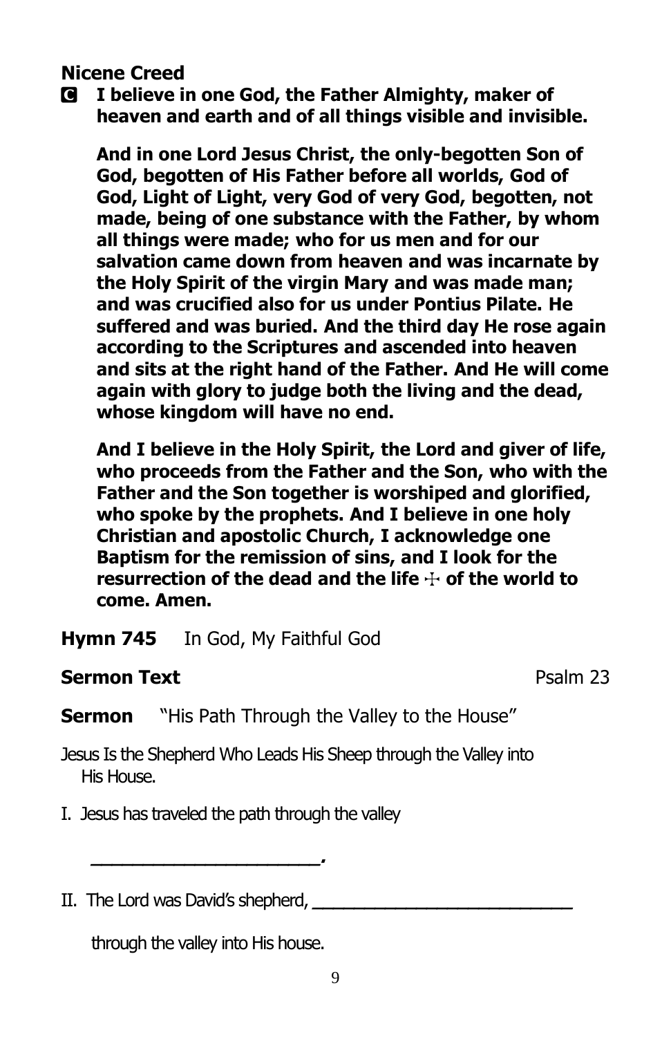**Nicene Creed**

**C I believe in one God, the Father Almighty, maker of heaven and earth and of all things visible and invisible.**

**And in one Lord Jesus Christ, the only-begotten Son of God, begotten of His Father before all worlds, God of God, Light of Light, very God of very God, begotten, not made, being of one substance with the Father, by whom all things were made; who for us men and for our salvation came down from heaven and was incarnate by the Holy Spirit of the virgin Mary and was made man; and was crucified also for us under Pontius Pilate. He suffered and was buried. And the third day He rose again according to the Scriptures and ascended into heaven and sits at the right hand of the Father. And He will come again with glory to judge both the living and the dead, whose kingdom will have no end.**

**And I believe in the Holy Spirit, the Lord and giver of life, who proceeds from the Father and the Son, who with the Father and the Son together is worshiped and glorified, who spoke by the prophets. And I believe in one holy Christian and apostolic Church, I acknowledge one Baptism for the remission of sins, and I look for the resurrection of the dead and the life ☩ of the world to come. Amen.**

**Hymn 745** In God, My Faithful God

**Sermon Text** Psalm 23

**Sermon** "His Path Through the Valley to the House"

Jesus Is the Shepherd Who Leads His Sheep through the Valley into His House.

I. Jesus has traveled the path through the valley

\_\_\_\_\_\_\_\_\_\_\_\_\_\_\_\_\_\_\_\_\_\_\_\_.

II. The Lord was David's shepherd, \_\_\_\_\_\_\_\_\_\_\_\_\_\_\_\_\_\_\_\_\_\_\_\_\_\_

through the valley into His house.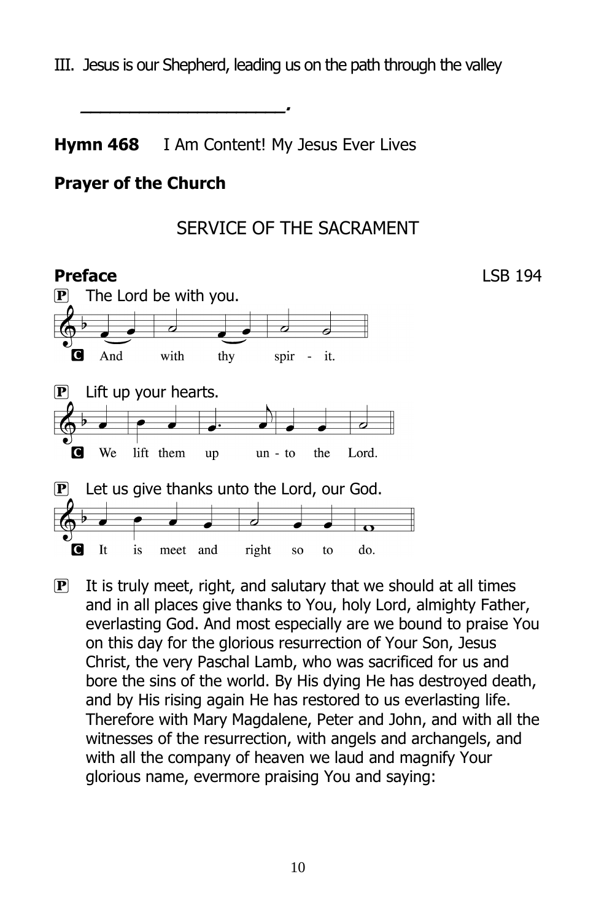III. Jesus is our Shepherd, leading us on the path through the valley

____________________.

**Hymn 468** I Am Content! My Jesus Ever Lives

**Prayer of the Church**

## SERVICE OF THE SACRAMENT

**Preface** LSB 194

P The Lord be with you.

C And with thy spir - it.

P Lift up your hearts.

C We lift them up un - to the Lord.

P Let us give thanks unto the Lord, our God.

C It is meet and right so to do.

P It is truly meet, right, and salutary that we should at all times and in all places give thanks to You, holy Lord, almighty Father, everlasting God. And most especially are we bound to praise You on this day for the glorious resurrection of Your Son, Jesus Christ, the very Paschal Lamb, who was sacrificed for us and bore the sins of the world. By His dying He has destroyed death, and by His rising again He has restored to us everlasting life. Therefore with Mary Magdalene, Peter and John, and with all the witnesses of the resurrection, with angels and archangels, and with all the company of heaven we laud and magnify Your glorious name, evermore praising You and saying: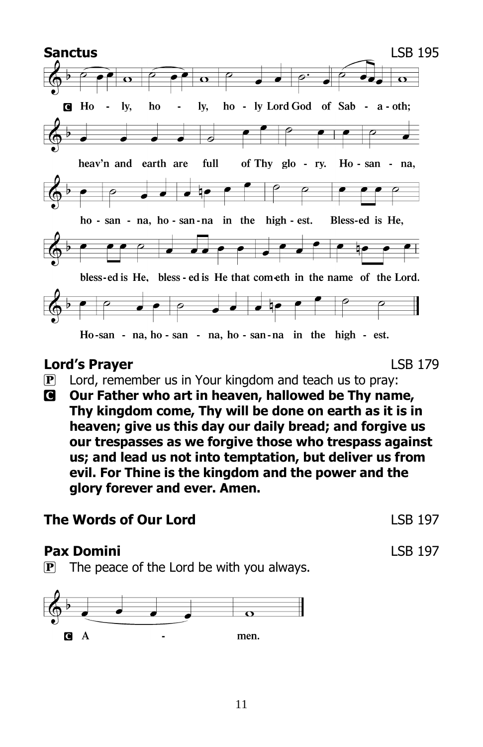**Sanctus** LSB 195

C Ho - ly, ho - ly, ho - ly Lord God of Sab - a - oth;

heav'n and earth are full of Thy glo - ry. Ho - san - na,

ho - san - na, ho - san - na in the high - est. Bless-ed is He,

bless-ed is He, bless - ed is He that com-eth in the name of the Lord.

Ho-san - na, ho - san - na, ho - san - na in the high - est.

**Lord's Prayer** LSB 179

P Lord, remember us in Your kingdom and teach us to pray:

C **Our Father who art in heaven, hallowed be Thy name, Thy kingdom come, Thy will be done on earth as it is in heaven; give us this day our daily bread; and forgive us our trespasses as we forgive those who trespass against us; and lead us not into temptation, but deliver us from evil. For Thine is the kingdom and the power and the glory forever and ever. Amen.**

**The Words of Our Lord** LSB 197

**Pax Domini** LSB 197

P The peace of the Lord be with you always.

C A - men.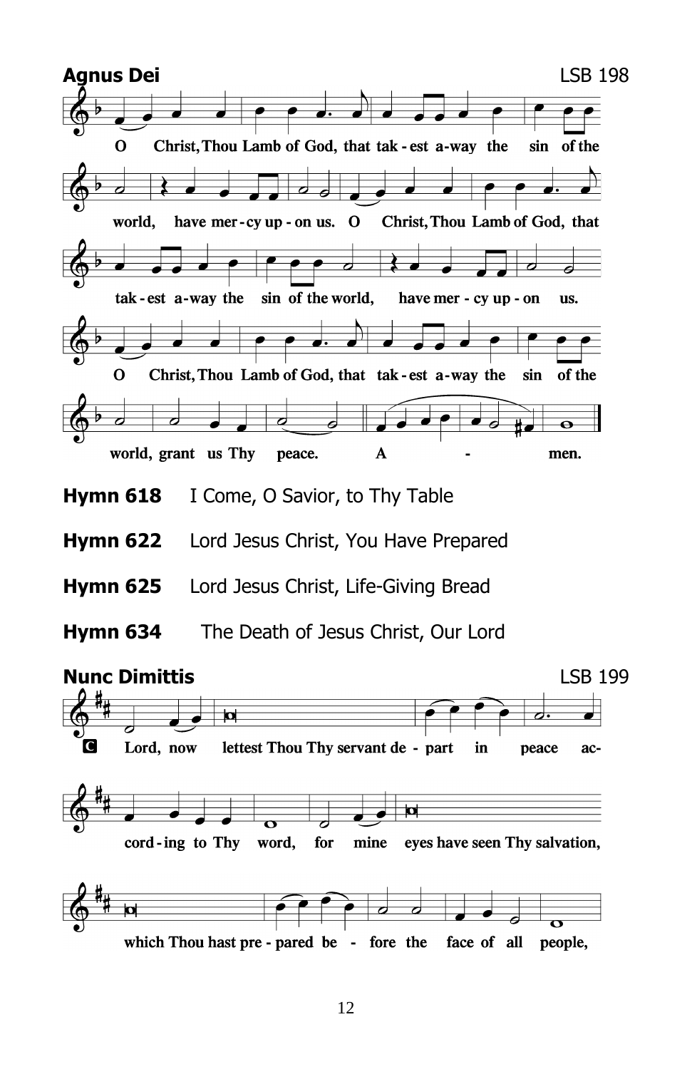## Agnus Dei

LSB 198

O Christ, Thou Lamb of God, that tak - est a-way the sin of the world, have mer - cy up - on us. O Christ, Thou Lamb of God, that tak - est a-way the sin of the world, have mer - cy up - on us.

O Christ, Thou Lamb of God, that tak - est a-way the sin of the world, grant us Thy peace. A - men.

**Hymn 618** I Come, O Savior, to Thy Table

**Hymn 622** Lord Jesus Christ, You Have Prepared

**Hymn 625** Lord Jesus Christ, Life-Giving Bread

**Hymn 634** The Death of Jesus Christ, Our Lord

## Nunc Dimittis

LSB 199

**C** Lord, now lettest Thou Thy servant de - part in peace ac- cord - ing to Thy word, for mine eyes have seen Thy salvation, which Thou hast pre - pared be - fore the face of all people,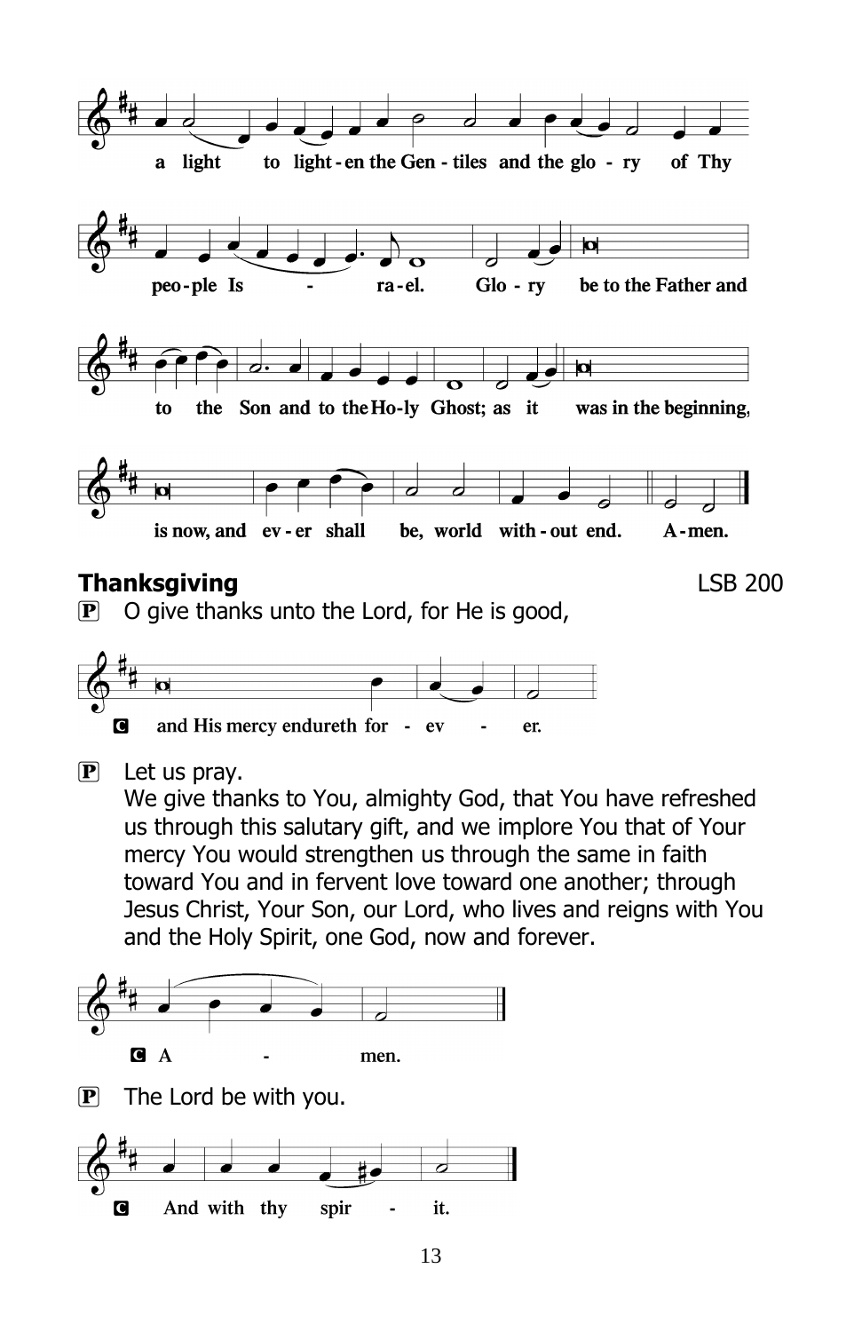a light to light - en the Gen - tiles and the glo - ry of Thy

peo - ple Is - ra - el. Glo - ry be to the Father and

to the Son and to the Ho - ly Ghost; as it was in the beginning,

is now, and ev - er shall be, world with - out end. A - men.

## Thanksgiving

LSB 200

P O give thanks unto the Lord, for He is good,

C and His mercy endureth for - ev - er.

P Let us pray.
We give thanks to You, almighty God, that You have refreshed us through this salutary gift, and we implore You that of Your mercy You would strengthen us through the same in faith toward You and in fervent love toward one another; through Jesus Christ, Your Son, our Lord, who lives and reigns with You and the Holy Spirit, one God, now and forever.

C A - men.

P The Lord be with you.

C And with thy spir - it.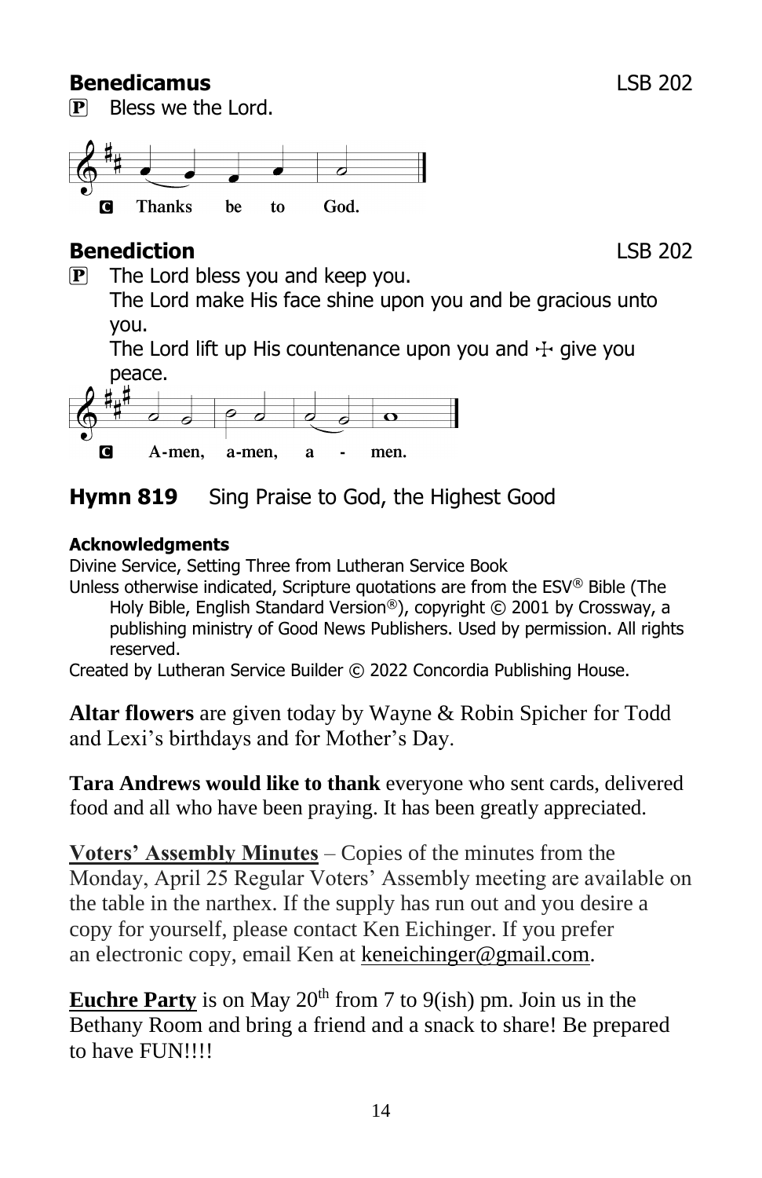**Benedicamus** LSB 202

P Bless we the Lord.

C **Thanks be to God.**

**Benediction** LSB 202

P The Lord bless you and keep you.
The Lord make His face shine upon you and be gracious unto you.
The Lord lift up His countenance upon you and ☩ give you peace.

C **A-men, a-men, a - men.**

**Hymn 819** Sing Praise to God, the Highest Good

**Acknowledgments**

Divine Service, Setting Three from Lutheran Service Book

Unless otherwise indicated, Scripture quotations are from the ESV® Bible (The Holy Bible, English Standard Version®), copyright © 2001 by Crossway, a publishing ministry of Good News Publishers. Used by permission. All rights reserved.

Created by Lutheran Service Builder © 2022 Concordia Publishing House.

**Altar flowers** are given today by Wayne & Robin Spicher for Todd and Lexi's birthdays and for Mother's Day.

**Tara Andrews would like to thank** everyone who sent cards, delivered food and all who have been praying. It has been greatly appreciated.

**Voters' Assembly Minutes** – Copies of the minutes from the Monday, April 25 Regular Voters' Assembly meeting are available on the table in the narthex. If the supply has run out and you desire a copy for yourself, please contact Ken Eichinger. If you prefer an electronic copy, email Ken at keneichinger@gmail.com.

**Euchre Party** is on May 20th from 7 to 9(ish) pm. Join us in the Bethany Room and bring a friend and a snack to share! Be prepared to have FUN!!!!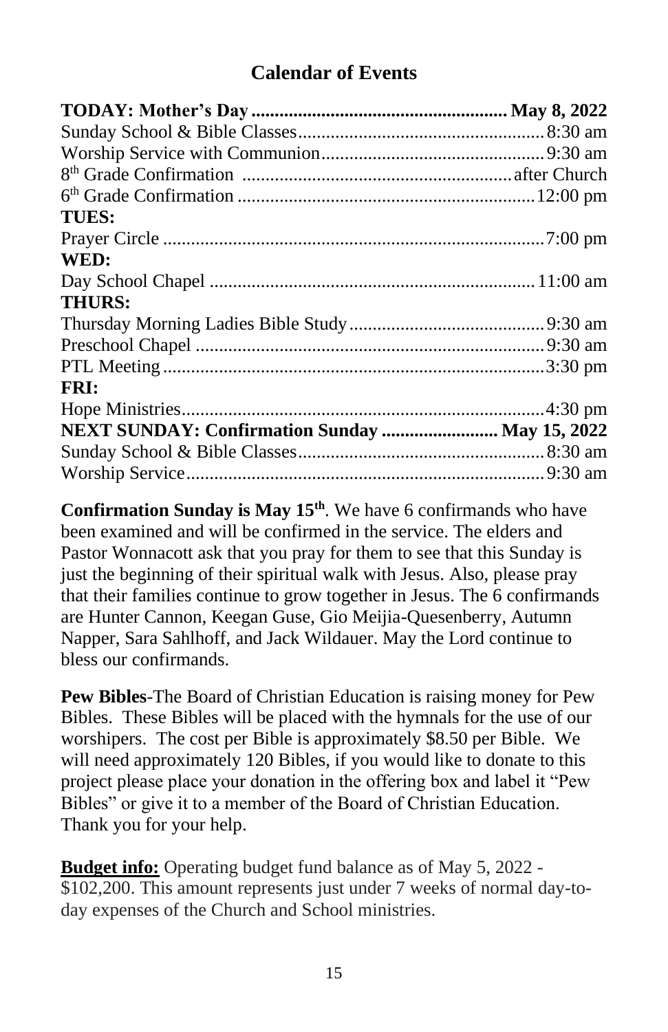## Calendar of Events

| | |
|---|---|
| **TODAY: Mother's Day** | **May 8, 2022** |
| Sunday School & Bible Classes | 8:30 am |
| Worship Service with Communion | 9:30 am |
| 8th Grade Confirmation | after Church |
| 6th Grade Confirmation | 12:00 pm |
| **TUES:** | |
| Prayer Circle | 7:00 pm |
| **WED:** | |
| Day School Chapel | 11:00 am |
| **THURS:** | |
| Thursday Morning Ladies Bible Study | 9:30 am |
| Preschool Chapel | 9:30 am |
| PTL Meeting | 3:30 pm |
| **FRI:** | |
| Hope Ministries | 4:30 pm |
| **NEXT SUNDAY: Confirmation Sunday** | **May 15, 2022** |
| Sunday School & Bible Classes | 8:30 am |
| Worship Service | 9:30 am |

**Confirmation Sunday is May 15th**. We have 6 confirmands who have been examined and will be confirmed in the service. The elders and Pastor Wonnacott ask that you pray for them to see that this Sunday is just the beginning of their spiritual walk with Jesus. Also, please pray that their families continue to grow together in Jesus. The 6 confirmands are Hunter Cannon, Keegan Guse, Gio Meijia-Quesenberry, Autumn Napper, Sara Sahlhoff, and Jack Wildauer. May the Lord continue to bless our confirmands.

**Pew Bibles**-The Board of Christian Education is raising money for Pew Bibles. These Bibles will be placed with the hymnals for the use of our worshipers. The cost per Bible is approximately $8.50 per Bible. We will need approximately 120 Bibles, if you would like to donate to this project please place your donation in the offering box and label it "Pew Bibles" or give it to a member of the Board of Christian Education. Thank you for your help.

**Budget info:** Operating budget fund balance as of May 5, 2022 - $102,200. This amount represents just under 7 weeks of normal day-to-day expenses of the Church and School ministries.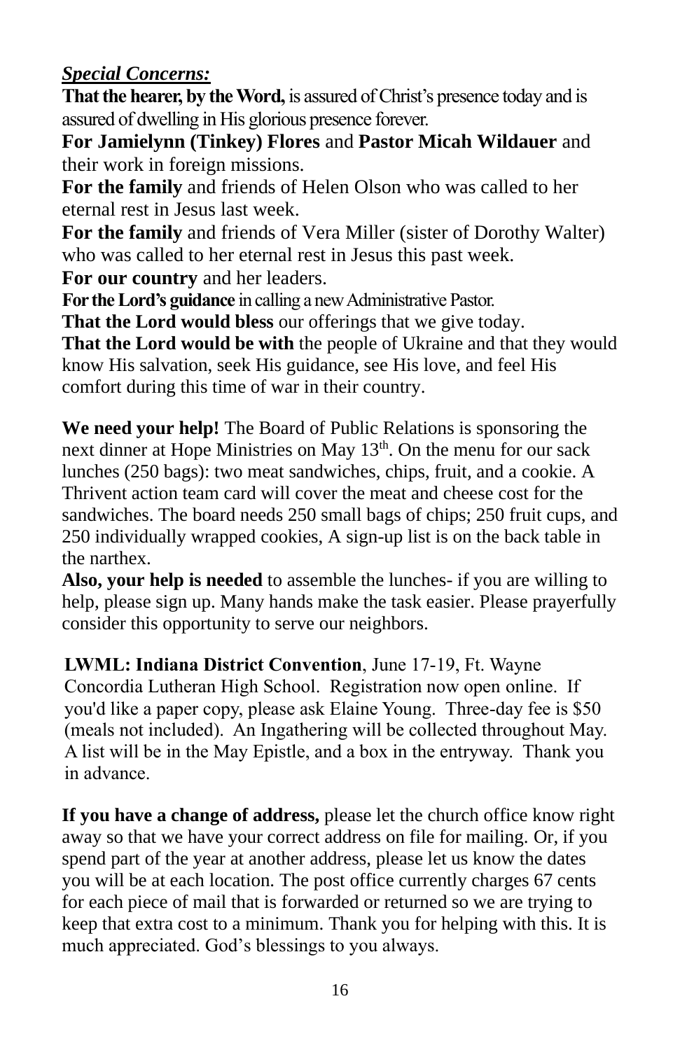***Special Concerns:***

**That the hearer, by the Word,** is assured of Christ's presence today and is assured of dwelling in His glorious presence forever.

**For Jamielynn (Tinkey) Flores** and **Pastor Micah Wildauer** and their work in foreign missions.

**For the family** and friends of Helen Olson who was called to her eternal rest in Jesus last week.

**For the family** and friends of Vera Miller (sister of Dorothy Walter) who was called to her eternal rest in Jesus this past week.

**For our country** and her leaders.

**For the Lord's guidance** in calling a new Administrative Pastor.

**That the Lord would bless** our offerings that we give today.

**That the Lord would be with** the people of Ukraine and that they would know His salvation, seek His guidance, see His love, and feel His comfort during this time of war in their country.

**We need your help!** The Board of Public Relations is sponsoring the next dinner at Hope Ministries on May 13th. On the menu for our sack lunches (250 bags): two meat sandwiches, chips, fruit, and a cookie. A Thrivent action team card will cover the meat and cheese cost for the sandwiches. The board needs 250 small bags of chips; 250 fruit cups, and 250 individually wrapped cookies, A sign-up list is on the back table in the narthex.

**Also, your help is needed** to assemble the lunches- if you are willing to help, please sign up. Many hands make the task easier. Please prayerfully consider this opportunity to serve our neighbors.

**LWML: Indiana District Convention**, June 17-19, Ft. Wayne Concordia Lutheran High School. Registration now open online. If you'd like a paper copy, please ask Elaine Young. Three-day fee is $50 (meals not included). An Ingathering will be collected throughout May. A list will be in the May Epistle, and a box in the entryway. Thank you in advance.

**If you have a change of address,** please let the church office know right away so that we have your correct address on file for mailing. Or, if you spend part of the year at another address, please let us know the dates you will be at each location. The post office currently charges 67 cents for each piece of mail that is forwarded or returned so we are trying to keep that extra cost to a minimum. Thank you for helping with this. It is much appreciated. God's blessings to you always.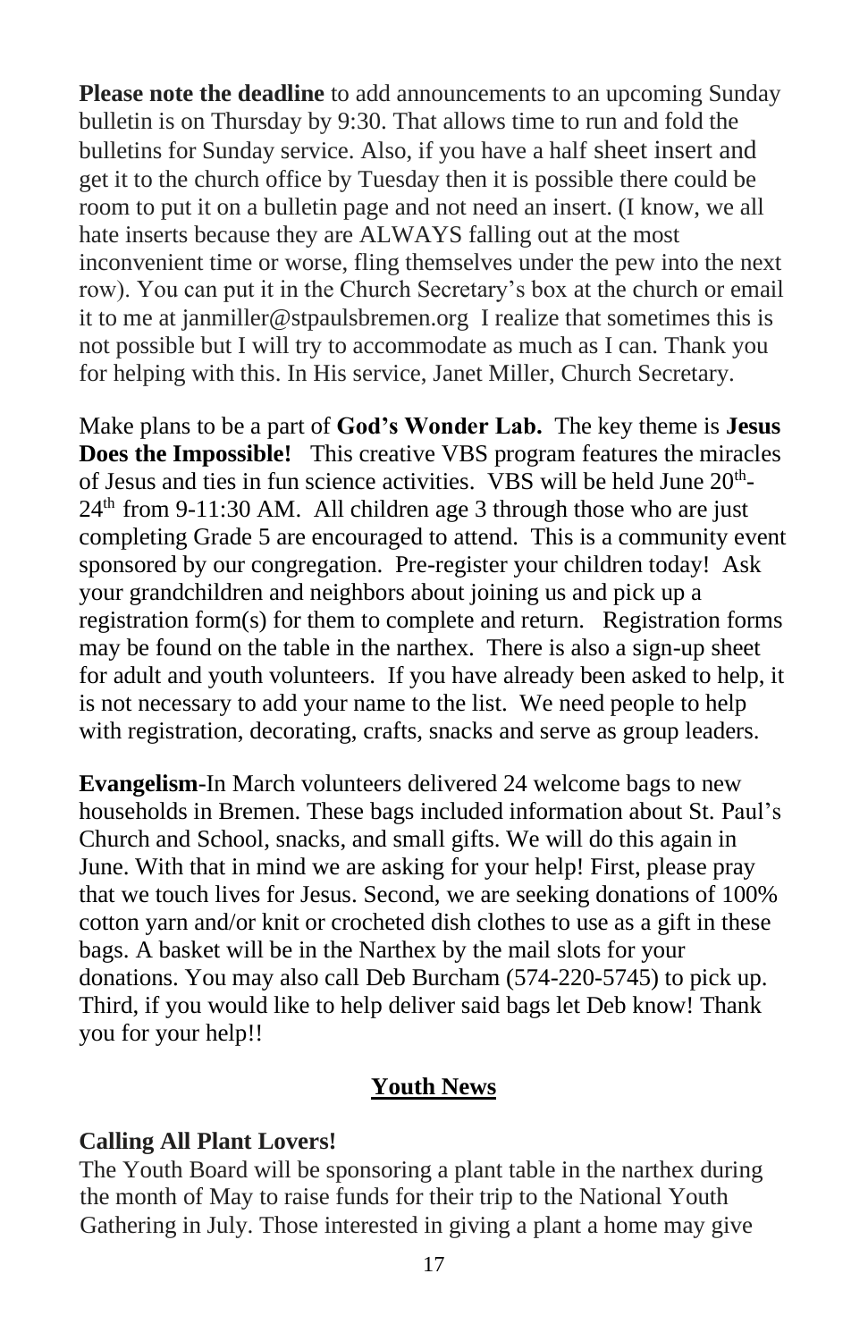**Please note the deadline** to add announcements to an upcoming Sunday bulletin is on Thursday by 9:30. That allows time to run and fold the bulletins for Sunday service. Also, if you have a half sheet insert and get it to the church office by Tuesday then it is possible there could be room to put it on a bulletin page and not need an insert. (I know, we all hate inserts because they are ALWAYS falling out at the most inconvenient time or worse, fling themselves under the pew into the next row). You can put it in the Church Secretary's box at the church or email it to me at janmiller@stpaulsbremen.org I realize that sometimes this is not possible but I will try to accommodate as much as I can. Thank you for helping with this. In His service, Janet Miller, Church Secretary.

Make plans to be a part of **God's Wonder Lab.** The key theme is **Jesus Does the Impossible!** This creative VBS program features the miracles of Jesus and ties in fun science activities. VBS will be held June 20th-24th from 9-11:30 AM. All children age 3 through those who are just completing Grade 5 are encouraged to attend. This is a community event sponsored by our congregation. Pre-register your children today! Ask your grandchildren and neighbors about joining us and pick up a registration form(s) for them to complete and return. Registration forms may be found on the table in the narthex. There is also a sign-up sheet for adult and youth volunteers. If you have already been asked to help, it is not necessary to add your name to the list. We need people to help with registration, decorating, crafts, snacks and serve as group leaders.

**Evangelism**-In March volunteers delivered 24 welcome bags to new households in Bremen. These bags included information about St. Paul's Church and School, snacks, and small gifts. We will do this again in June. With that in mind we are asking for your help! First, please pray that we touch lives for Jesus. Second, we are seeking donations of 100% cotton yarn and/or knit or crocheted dish clothes to use as a gift in these bags. A basket will be in the Narthex by the mail slots for your donations. You may also call Deb Burcham (574-220-5745) to pick up. Third, if you would like to help deliver said bags let Deb know! Thank you for your help!!

## Youth News

**Calling All Plant Lovers!**

The Youth Board will be sponsoring a plant table in the narthex during the month of May to raise funds for their trip to the National Youth Gathering in July. Those interested in giving a plant a home may give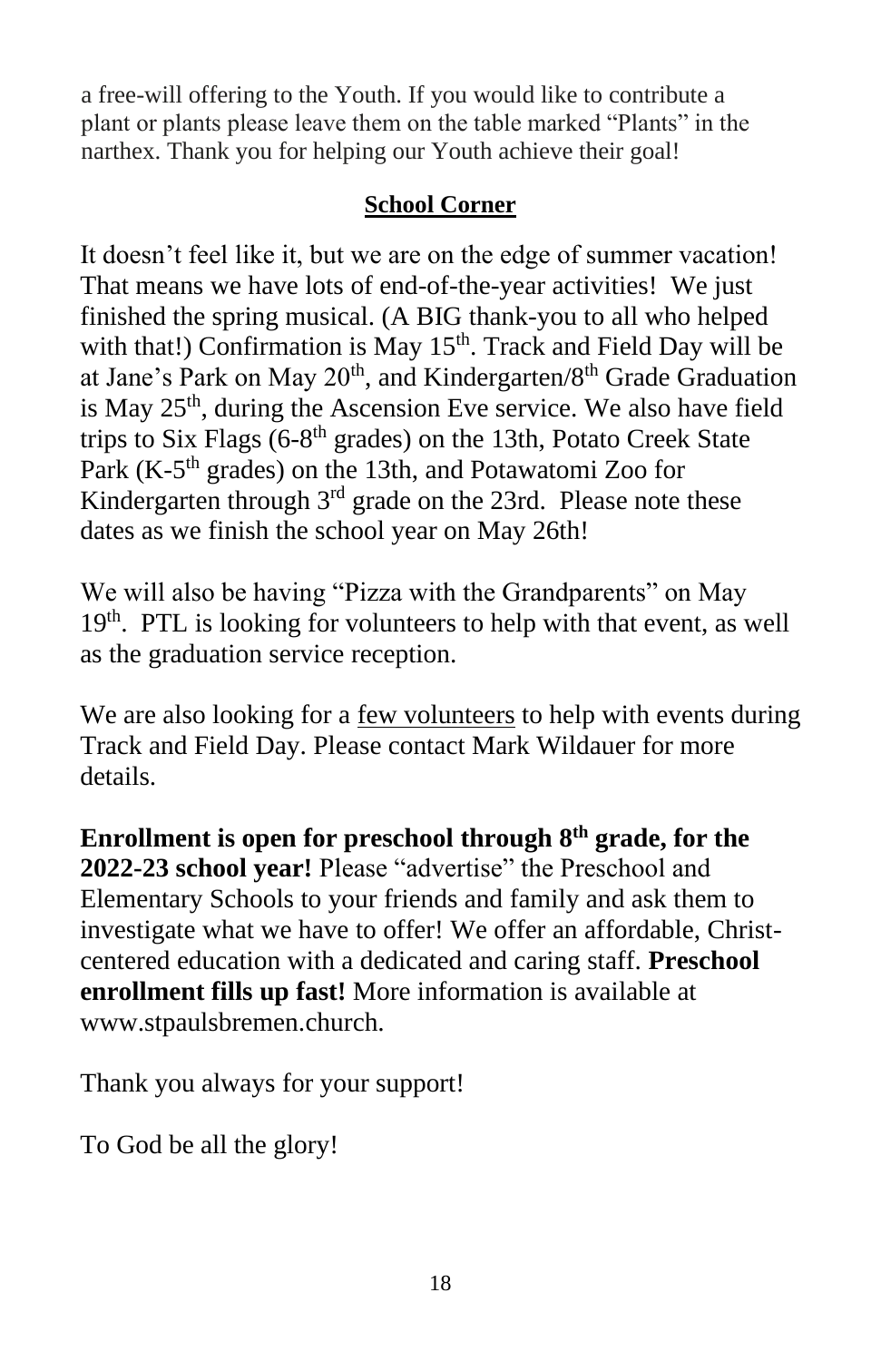a free-will offering to the Youth. If you would like to contribute a plant or plants please leave them on the table marked “Plants” in the narthex. Thank you for helping our Youth achieve their goal!

## School Corner

It doesn’t feel like it, but we are on the edge of summer vacation! That means we have lots of end-of-the-year activities! We just finished the spring musical. (A BIG thank-you to all who helped with that!) Confirmation is May 15th. Track and Field Day will be at Jane’s Park on May 20th, and Kindergarten/8th Grade Graduation is May 25th, during the Ascension Eve service. We also have field trips to Six Flags (6-8th grades) on the 13th, Potato Creek State Park (K-5th grades) on the 13th, and Potawatomi Zoo for Kindergarten through 3rd grade on the 23rd. Please note these dates as we finish the school year on May 26th!

We will also be having “Pizza with the Grandparents” on May 19th. PTL is looking for volunteers to help with that event, as well as the graduation service reception.

We are also looking for a few volunteers to help with events during Track and Field Day. Please contact Mark Wildauer for more details.

**Enrollment is open for preschool through 8th grade, for the 2022-23 school year!** Please “advertise” the Preschool and Elementary Schools to your friends and family and ask them to investigate what we have to offer! We offer an affordable, Christ-centered education with a dedicated and caring staff. **Preschool enrollment fills up fast!** More information is available at www.stpaulsbremen.church.

Thank you always for your support!

To God be all the glory!